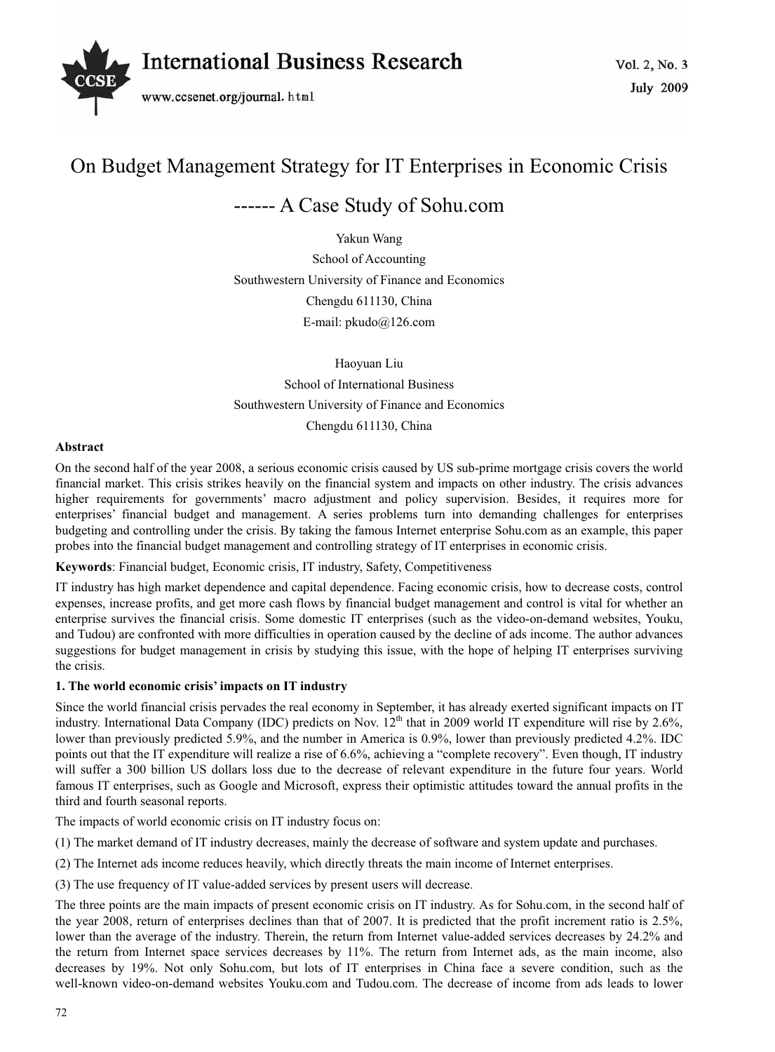# On Budget Management Strategy for IT Enterprises in Economic Crisis

## ------ A Case Study of Sohu.com

Yakun Wang

School of Accounting

Southwestern University of Finance and Economics

Chengdu 611130, China

E-mail: pkudo@126.com

Haoyuan Liu

School of International Business

Southwestern University of Finance and Economics

Chengdu 611130, China

**Abstract**

On the second half of the year 2008, a serious economic crisis caused by US sub-prime mortgage crisis covers the world financial market. This crisis strikes heavily on the financial system and impacts on other industry. The crisis advances higher requirements for governments' macro adjustment and policy supervision. Besides, it requires more for enterprises' financial budget and management. A series problems turn into demanding challenges for enterprises budgeting and controlling under the crisis. By taking the famous Internet enterprise Sohu.com as an example, this paper probes into the financial budget management and controlling strategy of IT enterprises in economic crisis.

**Keywords**: Financial budget, Economic crisis, IT industry, Safety, Competitiveness

IT industry has high market dependence and capital dependence. Facing economic crisis, how to decrease costs, control expenses, increase profits, and get more cash flows by financial budget management and control is vital for whether an enterprise survives the financial crisis. Some domestic IT enterprises (such as the video-on-demand websites, Youku, and Tudou) are confronted with more difficulties in operation caused by the decline of ads income. The author advances suggestions for budget management in crisis by studying this issue, with the hope of helping IT enterprises surviving the crisis.

### 1. The world economic crisis' impacts on IT industry

Since the world financial crisis pervades the real economy in September, it has already exerted significant impacts on IT industry. International Data Company (IDC) predicts on Nov. 12th that in 2009 world IT expenditure will rise by 2.6%, lower than previously predicted 5.9%, and the number in America is 0.9%, lower than previously predicted 4.2%. IDC points out that the IT expenditure will realize a rise of 6.6%, achieving a "complete recovery". Even though, IT industry will suffer a 300 billion US dollars loss due to the decrease of relevant expenditure in the future four years. World famous IT enterprises, such as Google and Microsoft, express their optimistic attitudes toward the annual profits in the third and fourth seasonal reports.

The impacts of world economic crisis on IT industry focus on:

(1) The market demand of IT industry decreases, mainly the decrease of software and system update and purchases.

(2) The Internet ads income reduces heavily, which directly threats the main income of Internet enterprises.

(3) The use frequency of IT value-added services by present users will decrease.

The three points are the main impacts of present economic crisis on IT industry. As for Sohu.com, in the second half of the year 2008, return of enterprises declines than that of 2007. It is predicted that the profit increment ratio is 2.5%, lower than the average of the industry. Therein, the return from Internet value-added services decreases by 24.2% and the return from Internet space services decreases by 11%. The return from Internet ads, as the main income, also decreases by 19%. Not only Sohu.com, but lots of IT enterprises in China face a severe condition, such as the well-known video-on-demand websites Youku.com and Tudou.com. The decrease of income from ads leads to lower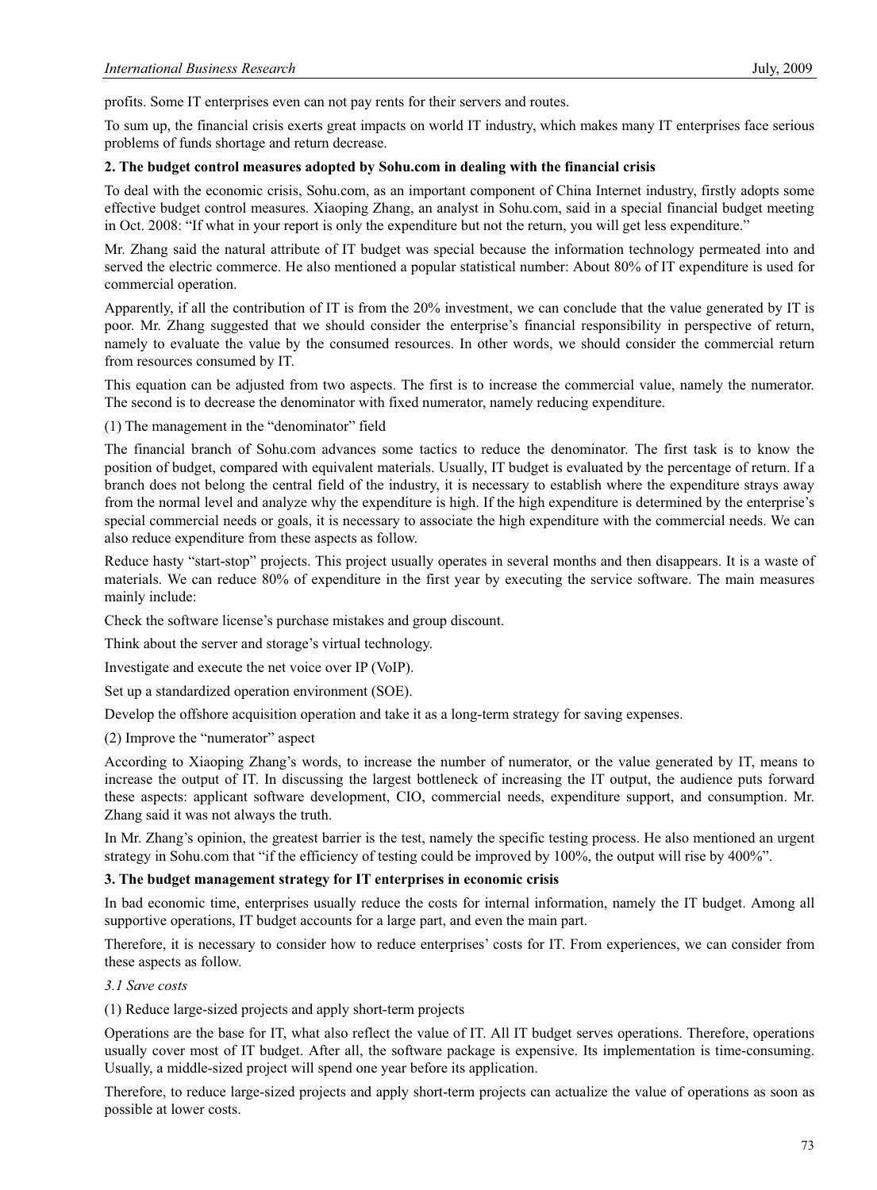profits. Some IT enterprises even can not pay rents for their servers and routes.

To sum up, the financial crisis exerts great impacts on world IT industry, which makes many IT enterprises face serious problems of funds shortage and return decrease.

## 2. The budget control measures adopted by Sohu.com in dealing with the financial crisis

To deal with the economic crisis, Sohu.com, as an important component of China Internet industry, firstly adopts some effective budget control measures. Xiaoping Zhang, an analyst in Sohu.com, said in a special financial budget meeting in Oct. 2008: "If what in your report is only the expenditure but not the return, you will get less expenditure."

Mr. Zhang said the natural attribute of IT budget was special because the information technology permeated into and served the electric commerce. He also mentioned a popular statistical number: About 80% of IT expenditure is used for commercial operation.

Apparently, if all the contribution of IT is from the 20% investment, we can conclude that the value generated by IT is poor. Mr. Zhang suggested that we should consider the enterprise's financial responsibility in perspective of return, namely to evaluate the value by the consumed resources. In other words, we should consider the commercial return from resources consumed by IT.

This equation can be adjusted from two aspects. The first is to increase the commercial value, namely the numerator. The second is to decrease the denominator with fixed numerator, namely reducing expenditure.

(1) The management in the "denominator" field

The financial branch of Sohu.com advances some tactics to reduce the denominator. The first task is to know the position of budget, compared with equivalent materials. Usually, IT budget is evaluated by the percentage of return. If a branch does not belong the central field of the industry, it is necessary to establish where the expenditure strays away from the normal level and analyze why the expenditure is high. If the high expenditure is determined by the enterprise's special commercial needs or goals, it is necessary to associate the high expenditure with the commercial needs. We can also reduce expenditure from these aspects as follow.

Reduce hasty "start-stop" projects. This project usually operates in several months and then disappears. It is a waste of materials. We can reduce 80% of expenditure in the first year by executing the service software. The main measures mainly include:

Check the software license's purchase mistakes and group discount.

Think about the server and storage's virtual technology.

Investigate and execute the net voice over IP (VoIP).

Set up a standardized operation environment (SOE).

Develop the offshore acquisition operation and take it as a long-term strategy for saving expenses.

(2) Improve the "numerator" aspect

According to Xiaoping Zhang's words, to increase the number of numerator, or the value generated by IT, means to increase the output of IT. In discussing the largest bottleneck of increasing the IT output, the audience puts forward these aspects: applicant software development, CIO, commercial needs, expenditure support, and consumption. Mr. Zhang said it was not always the truth.

In Mr. Zhang's opinion, the greatest barrier is the test, namely the specific testing process. He also mentioned an urgent strategy in Sohu.com that "if the efficiency of testing could be improved by 100%, the output will rise by 400%".

## 3. The budget management strategy for IT enterprises in economic crisis

In bad economic time, enterprises usually reduce the costs for internal information, namely the IT budget. Among all supportive operations, IT budget accounts for a large part, and even the main part.

Therefore, it is necessary to consider how to reduce enterprises' costs for IT. From experiences, we can consider from these aspects as follow.

### *3.1 Save costs*

(1) Reduce large-sized projects and apply short-term projects

Operations are the base for IT, what also reflect the value of IT. All IT budget serves operations. Therefore, operations usually cover most of IT budget. After all, the software package is expensive. Its implementation is time-consuming. Usually, a middle-sized project will spend one year before its application.

Therefore, to reduce large-sized projects and apply short-term projects can actualize the value of operations as soon as possible at lower costs.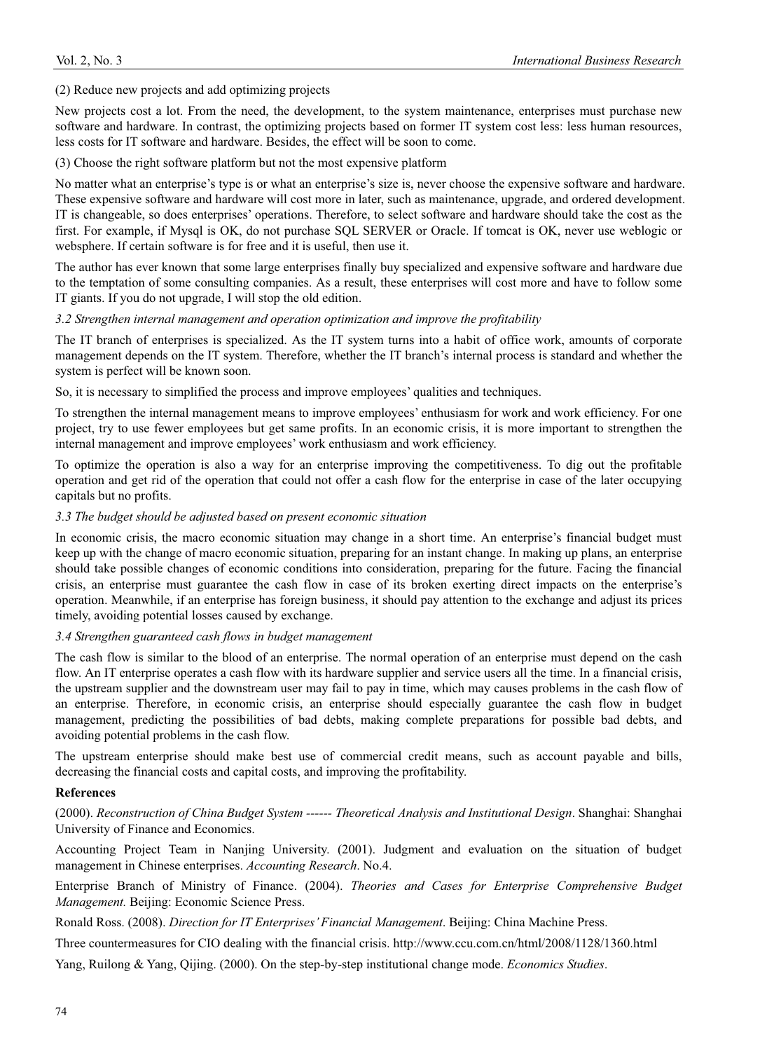(2) Reduce new projects and add optimizing projects

New projects cost a lot. From the need, the development, to the system maintenance, enterprises must purchase new software and hardware. In contrast, the optimizing projects based on former IT system cost less: less human resources, less costs for IT software and hardware. Besides, the effect will be soon to come.

(3) Choose the right software platform but not the most expensive platform

No matter what an enterprise's type is or what an enterprise's size is, never choose the expensive software and hardware. These expensive software and hardware will cost more in later, such as maintenance, upgrade, and ordered development. IT is changeable, so does enterprises' operations. Therefore, to select software and hardware should take the cost as the first. For example, if Mysql is OK, do not purchase SQL SERVER or Oracle. If tomcat is OK, never use weblogic or websphere. If certain software is for free and it is useful, then use it.

The author has ever known that some large enterprises finally buy specialized and expensive software and hardware due to the temptation of some consulting companies. As a result, these enterprises will cost more and have to follow some IT giants. If you do not upgrade, I will stop the old edition.

### *3.2 Strengthen internal management and operation optimization and improve the profitability*

The IT branch of enterprises is specialized. As the IT system turns into a habit of office work, amounts of corporate management depends on the IT system. Therefore, whether the IT branch's internal process is standard and whether the system is perfect will be known soon.

So, it is necessary to simplified the process and improve employees' qualities and techniques.

To strengthen the internal management means to improve employees' enthusiasm for work and work efficiency. For one project, try to use fewer employees but get same profits. In an economic crisis, it is more important to strengthen the internal management and improve employees' work enthusiasm and work efficiency.

To optimize the operation is also a way for an enterprise improving the competitiveness. To dig out the profitable operation and get rid of the operation that could not offer a cash flow for the enterprise in case of the later occupying capitals but no profits.

### *3.3 The budget should be adjusted based on present economic situation*

In economic crisis, the macro economic situation may change in a short time. An enterprise's financial budget must keep up with the change of macro economic situation, preparing for an instant change. In making up plans, an enterprise should take possible changes of economic conditions into consideration, preparing for the future. Facing the financial crisis, an enterprise must guarantee the cash flow in case of its broken exerting direct impacts on the enterprise's operation. Meanwhile, if an enterprise has foreign business, it should pay attention to the exchange and adjust its prices timely, avoiding potential losses caused by exchange.

### *3.4 Strengthen guaranteed cash flows in budget management*

The cash flow is similar to the blood of an enterprise. The normal operation of an enterprise must depend on the cash flow. An IT enterprise operates a cash flow with its hardware supplier and service users all the time. In a financial crisis, the upstream supplier and the downstream user may fail to pay in time, which may causes problems in the cash flow of an enterprise. Therefore, in economic crisis, an enterprise should especially guarantee the cash flow in budget management, predicting the possibilities of bad debts, making complete preparations for possible bad debts, and avoiding potential problems in the cash flow.

The upstream enterprise should make best use of commercial credit means, such as account payable and bills, decreasing the financial costs and capital costs, and improving the profitability.

## References

(2000). *Reconstruction of China Budget System ------ Theoretical Analysis and Institutional Design*. Shanghai: Shanghai University of Finance and Economics.

Accounting Project Team in Nanjing University. (2001). Judgment and evaluation on the situation of budget management in Chinese enterprises. *Accounting Research*. No.4.

Enterprise Branch of Ministry of Finance. (2004). *Theories and Cases for Enterprise Comprehensive Budget Management.* Beijing: Economic Science Press.

Ronald Ross. (2008). *Direction for IT Enterprises' Financial Management*. Beijing: China Machine Press.

Three countermeasures for CIO dealing with the financial crisis. http://www.ccu.com.cn/html/2008/1128/1360.html

Yang, Ruilong & Yang, Qijing. (2000). On the step-by-step institutional change mode. *Economics Studies*.